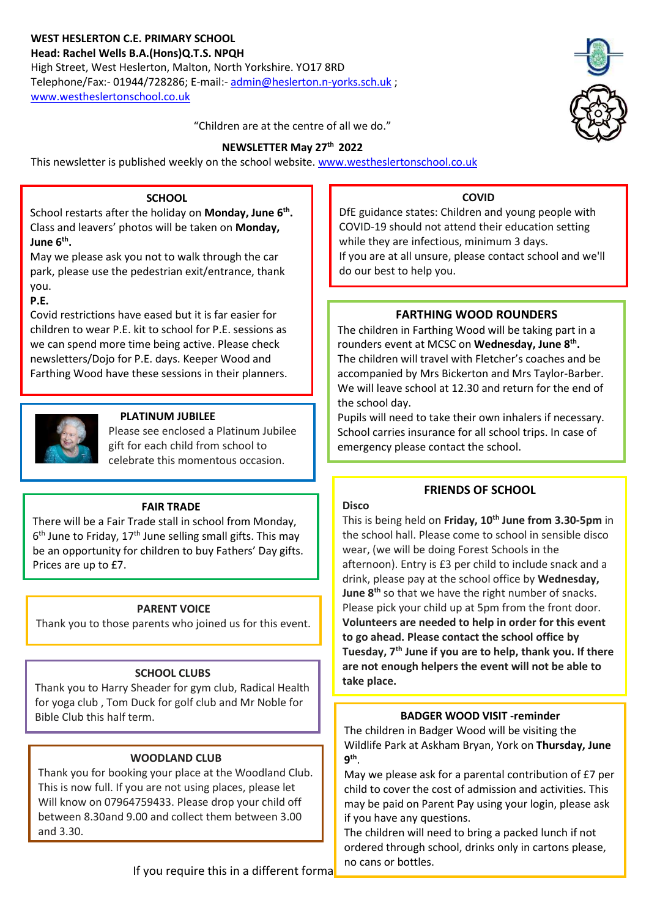**WEST HESLERTON C.E. PRIMARY SCHOOL**
**Head: Rachel Wells B.A.(Hons)Q.T.S. NPQH**
High Street, West Heslerton, Malton, North Yorkshire. YO17 8RD
Telephone/Fax:- 01944/728286; E-mail:- admin@heslerton.n-yorks.sch.uk ;
www.westheslertonschool.co.uk

"Children are at the centre of all we do."

**NEWSLETTER May 27th 2022**

This newsletter is published weekly on the school website. www.westheslertonschool.co.uk

## SCHOOL

School restarts after the holiday on **Monday, June 6th.**
Class and leavers' photos will be taken on **Monday, June 6th.**
May we please ask you not to walk through the car park, please use the pedestrian exit/entrance, thank you.

**P.E.**
Covid restrictions have eased but it is far easier for children to wear P.E. kit to school for P.E. sessions as we can spend more time being active. Please check newsletters/Dojo for P.E. days. Keeper Wood and Farthing Wood have these sessions in their planners.

## PLATINUM JUBILEE

Please see enclosed a Platinum Jubilee gift for each child from school to celebrate this momentous occasion.

## FAIR TRADE

There will be a Fair Trade stall in school from Monday, 6th June to Friday, 17th June selling small gifts. This may be an opportunity for children to buy Fathers' Day gifts. Prices are up to £7.

## PARENT VOICE

Thank you to those parents who joined us for this event.

## SCHOOL CLUBS

Thank you to Harry Sheader for gym club, Radical Health for yoga club , Tom Duck for golf club and Mr Noble for Bible Club this half term.

## WOODLAND CLUB

Thank you for booking your place at the Woodland Club. This is now full. If you are not using places, please let Will know on 07964759433. Please drop your child off between 8.30and 9.00 and collect them between 3.00 and 3.30.

## COVID

DfE guidance states: Children and young people with COVID-19 should not attend their education setting while they are infectious, minimum 3 days.
If you are at all unsure, please contact school and we'll do our best to help you.

## FARTHING WOOD ROUNDERS

The children in Farthing Wood will be taking part in a rounders event at MCSC on **Wednesday, June 8th.**
The children will travel with Fletcher's coaches and be accompanied by Mrs Bickerton and Mrs Taylor-Barber. We will leave school at 12.30 and return for the end of the school day.
Pupils will need to take their own inhalers if necessary. School carries insurance for all school trips. In case of emergency please contact the school.

## FRIENDS OF SCHOOL

**Disco**
This is being held on **Friday, 10th June from 3.30-5pm** in the school hall. Please come to school in sensible disco wear, (we will be doing Forest Schools in the afternoon). Entry is £3 per child to include snack and a drink, please pay at the school office by **Wednesday, June 8th** so that we have the right number of snacks. Please pick up your child up at 5pm from the front door. **Volunteers are needed to help in order for this event to go ahead. Please contact the school office by Tuesday, 7th June if you are to help, thank you. If there are not enough helpers the event will not be able to take place.**

## BADGER WOOD VISIT -reminder

The children in Badger Wood will be visiting the Wildlife Park at Askham Bryan, York on **Thursday, June 9th**.
May we please ask for a parental contribution of £7 per child to cover the cost of admission and activities. This may be paid on Parent Pay using your login, please ask if you have any questions.
The children will need to bring a packed lunch if not ordered through school, drinks only in cartons please, no cans or bottles.

If you require this in a different forma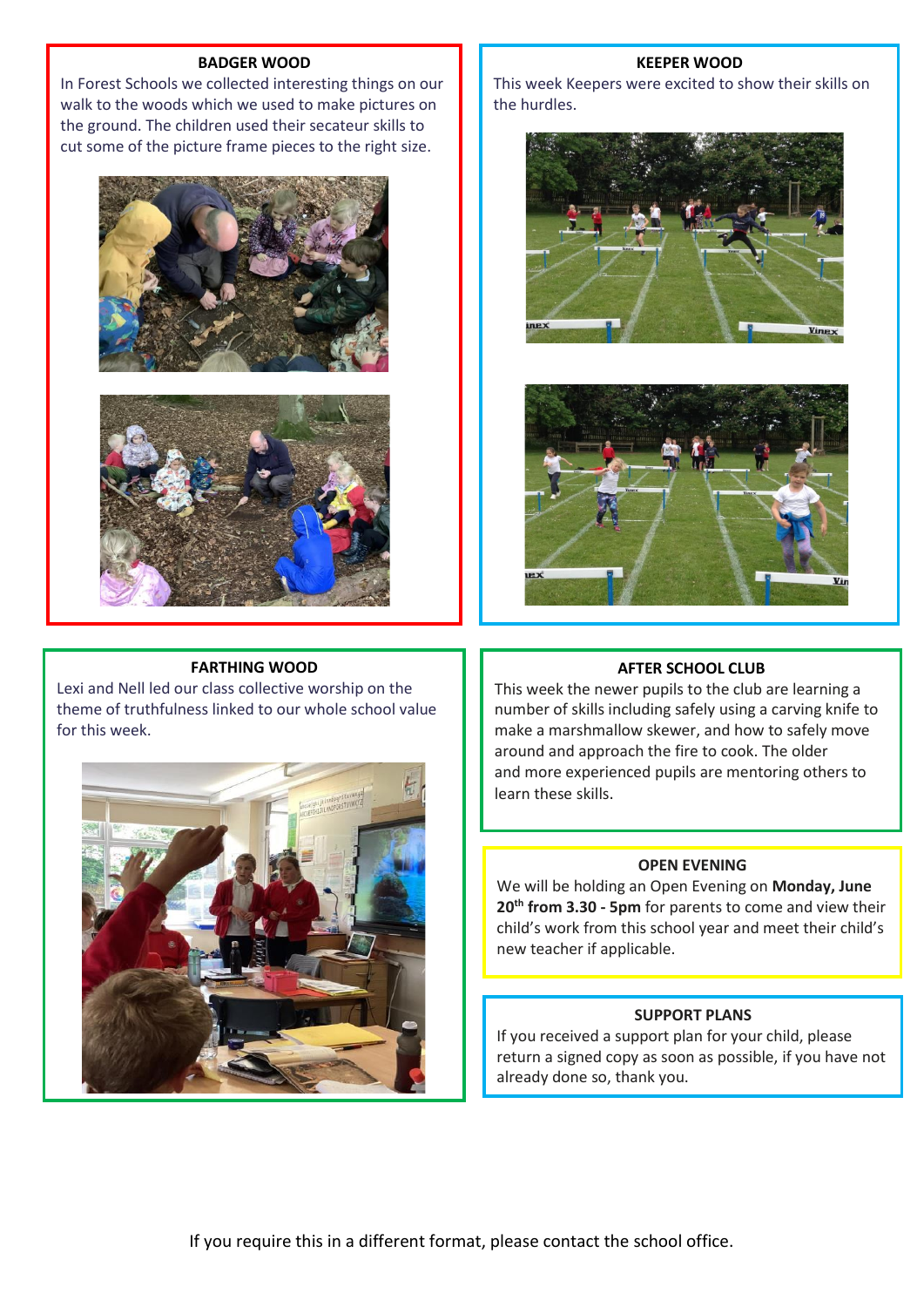## BADGER WOOD

In Forest Schools we collected interesting things on our walk to the woods which we used to make pictures on the ground. The children used their secateur skills to cut some of the picture frame pieces to the right size.

## KEEPER WOOD

This week Keepers were excited to show their skills on the hurdles.

## FARTHING WOOD

Lexi and Nell led our class collective worship on the theme of truthfulness linked to our whole school value for this week.

## AFTER SCHOOL CLUB

This week the newer pupils to the club are learning a number of skills including safely using a carving knife to make a marshmallow skewer, and how to safely move around and approach the fire to cook. The older and more experienced pupils are mentoring others to learn these skills.

## OPEN EVENING

We will be holding an Open Evening on **Monday, June 20th from 3.30 - 5pm** for parents to come and view their child's work from this school year and meet their child's new teacher if applicable.

## SUPPORT PLANS

If you received a support plan for your child, please return a signed copy as soon as possible, if you have not already done so, thank you.

If you require this in a different format, please contact the school office.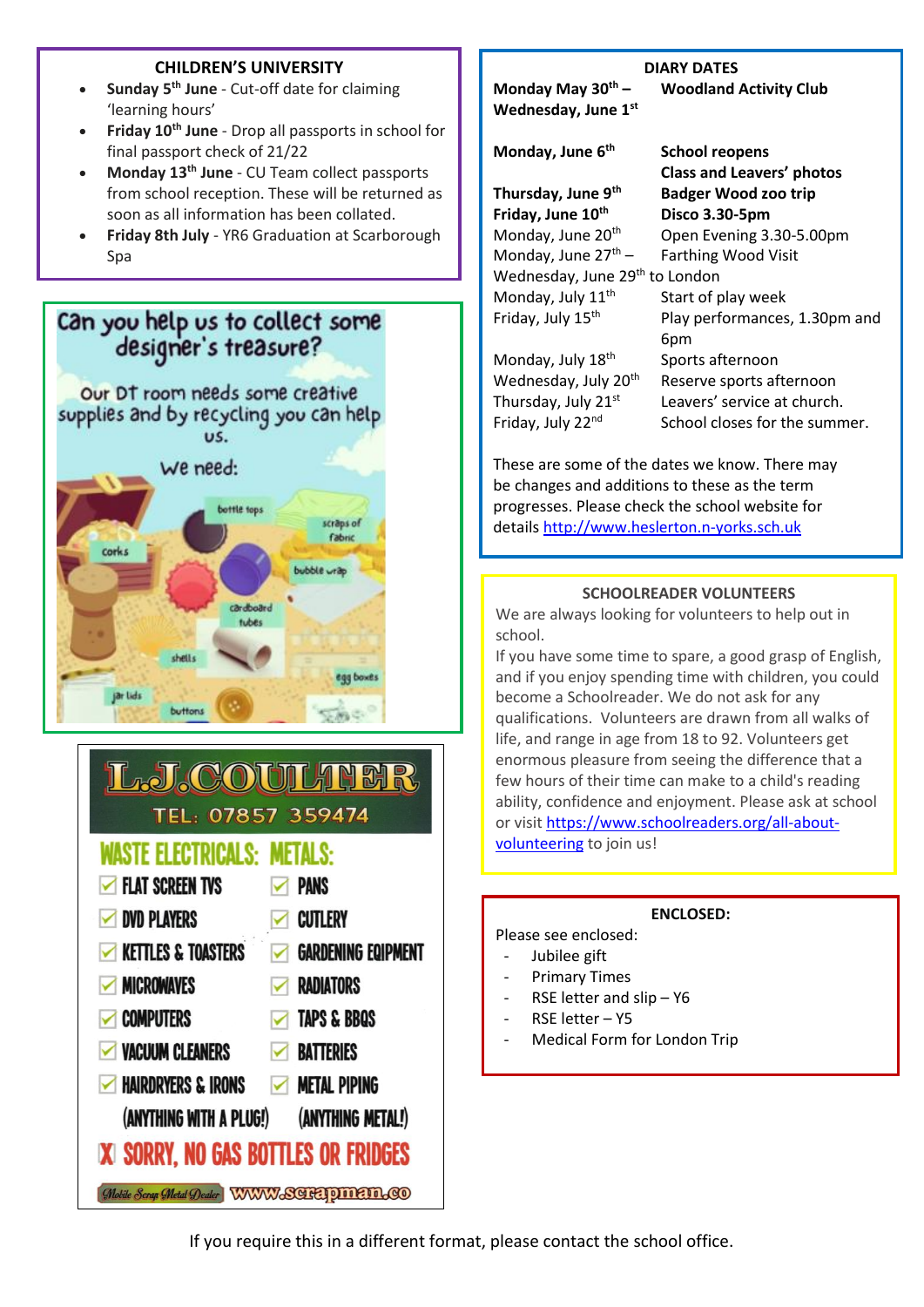## CHILDREN'S UNIVERSITY

- **Sunday 5th June** - Cut-off date for claiming 'learning hours'
- **Friday 10th June** - Drop all passports in school for final passport check of 21/22
- **Monday 13th June** - CU Team collect passports from school reception. These will be returned as soon as all information has been collated.
- **Friday 8th July** - YR6 Graduation at Scarborough Spa

Can you help us to collect some designer's treasure?

Our DT room needs some creative supplies and by recycling you can help us.

We need:

bottle tops
scraps of fabric
corks
bubble wrap
cardboard tubes
shells
egg boxes
jar lids
buttons

L.J.COULTER

TEL: 07857 359474

| WASTE ELECTRICALS: | METALS: |
| --- | --- |
| FLAT SCREEN TVS | PANS |
| DVD PLAYERS | CUTLERY |
| KETTLES & TOASTERS | GARDENING EQIPMENT |
| MICROWAVES | RADIATORS |
| COMPUTERS | TAPS & BBQS |
| VACUUM CLEANERS | BATTERIES |
| HAIRDRYERS & IRONS | METAL PIPING |
| (ANYTHING WITH A PLUG!) | (ANYTHING METAL!) |

SORRY, NO GAS BOTTLES OR FRIDGES

Mobile Scrap Metal Dealer www.scrapman.co

## DIARY DATES

| | |
| --- | --- |
| **Monday May 30th – Wednesday, June 1st** | **Woodland Activity Club** |
| **Monday, June 6th** | **School reopens** |
| | **Class and Leavers' photos** |
| **Thursday, June 9th** | **Badger Wood zoo trip** |
| **Friday, June 10th** | **Disco 3.30-5pm** |
| Monday, June 20th | Open Evening 3.30-5.00pm |
| Monday, June 27th – Wednesday, June 29th | Farthing Wood Visit to London |
| Monday, July 11th | Start of play week |
| Friday, July 15th | Play performances, 1.30pm and 6pm |
| Monday, July 18th | Sports afternoon |
| Wednesday, July 20th | Reserve sports afternoon |
| Thursday, July 21st | Leavers' service at church. |
| Friday, July 22nd | School closes for the summer. |

These are some of the dates we know. There may be changes and additions to these as the term progresses. Please check the school website for details http://www.heslerton.n-yorks.sch.uk

## SCHOOLREADER VOLUNTEERS

We are always looking for volunteers to help out in school.

If you have some time to spare, a good grasp of English, and if you enjoy spending time with children, you could become a Schoolreader. We do not ask for any qualifications. Volunteers are drawn from all walks of life, and range in age from 18 to 92. Volunteers get enormous pleasure from seeing the difference that a few hours of their time can make to a child's reading ability, confidence and enjoyment. Please ask at school or visit https://www.schoolreaders.org/all-about-volunteering to join us!

## ENCLOSED:

Please see enclosed:

- Jubilee gift
- Primary Times
- RSE letter and slip – Y6
- RSE letter – Y5
- Medical Form for London Trip

If you require this in a different format, please contact the school office.